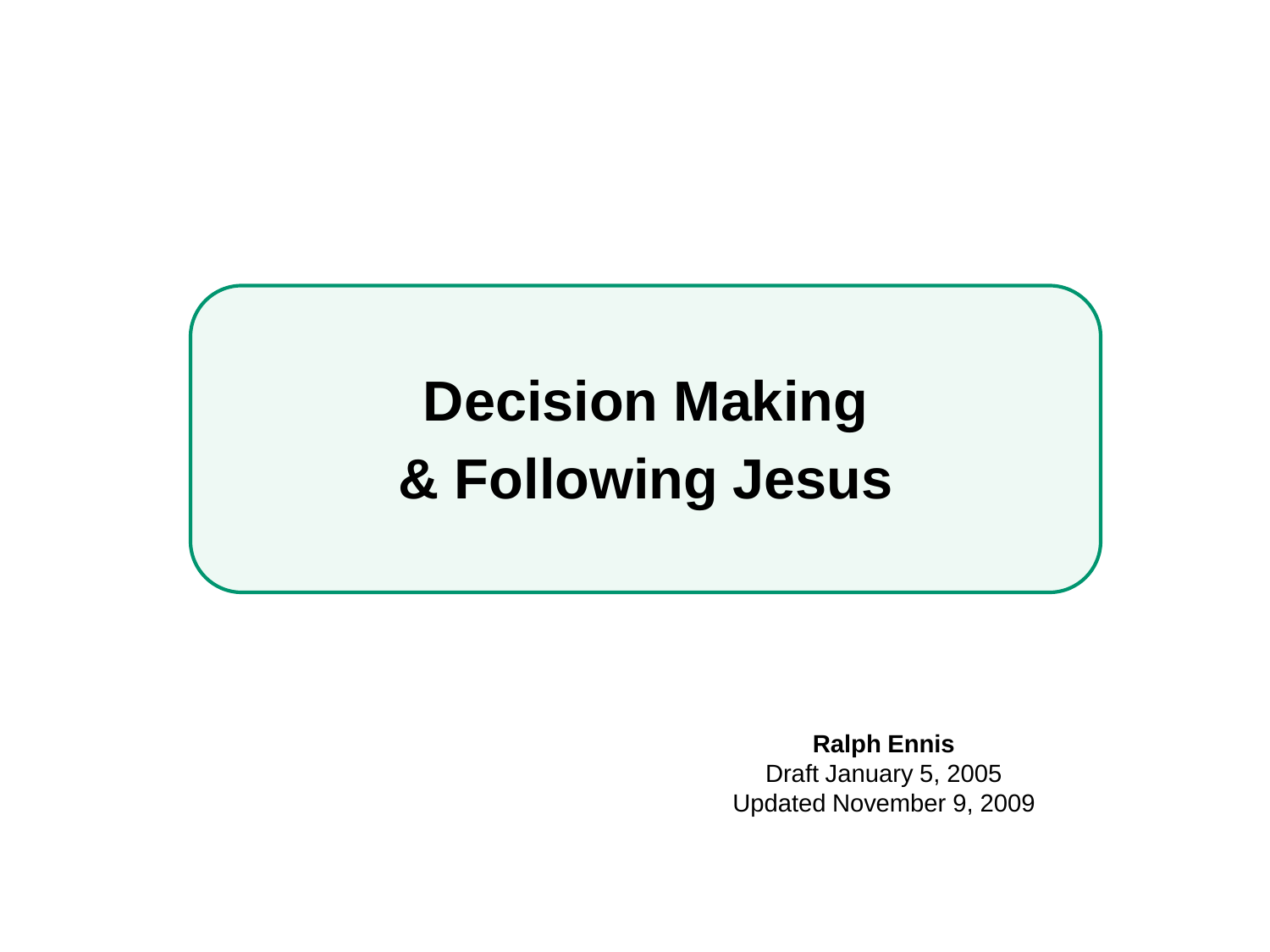# Decision Making
# & Following Jesus

**Ralph Ennis**
Draft January 5, 2005
Updated November 9, 2009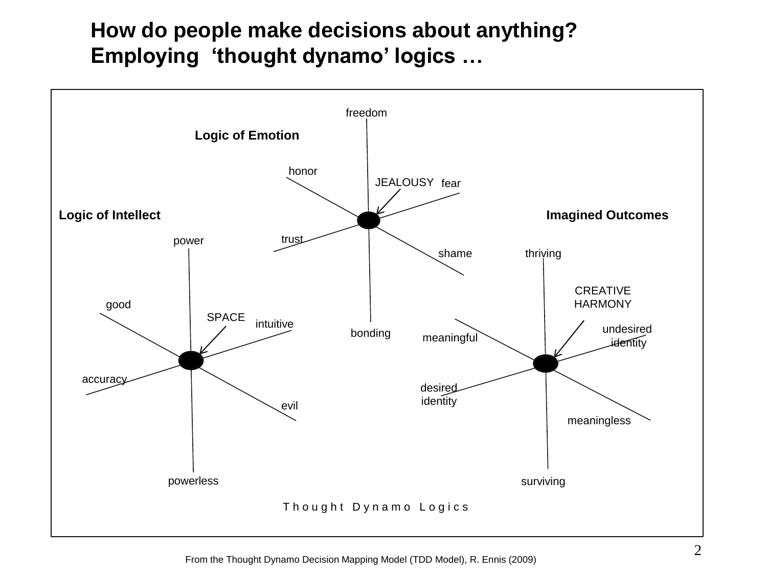# How do people make decisions about anything?
# Employing 'thought dynamo' logics …

**Logic of Emotion**

freedom

honor

JEALOUSY

fear

trust

shame

bonding

**Logic of Intellect**

power

good

SPACE

intuitive

accuracy

evil

powerless

**Imagined Outcomes**

thriving

CREATIVE HARMONY

undesired identity

meaningful

desired identity

meaningless

surviving

Thought Dynamo Logics

From the Thought Dynamo Decision Mapping Model (TDD Model), R. Ennis (2009)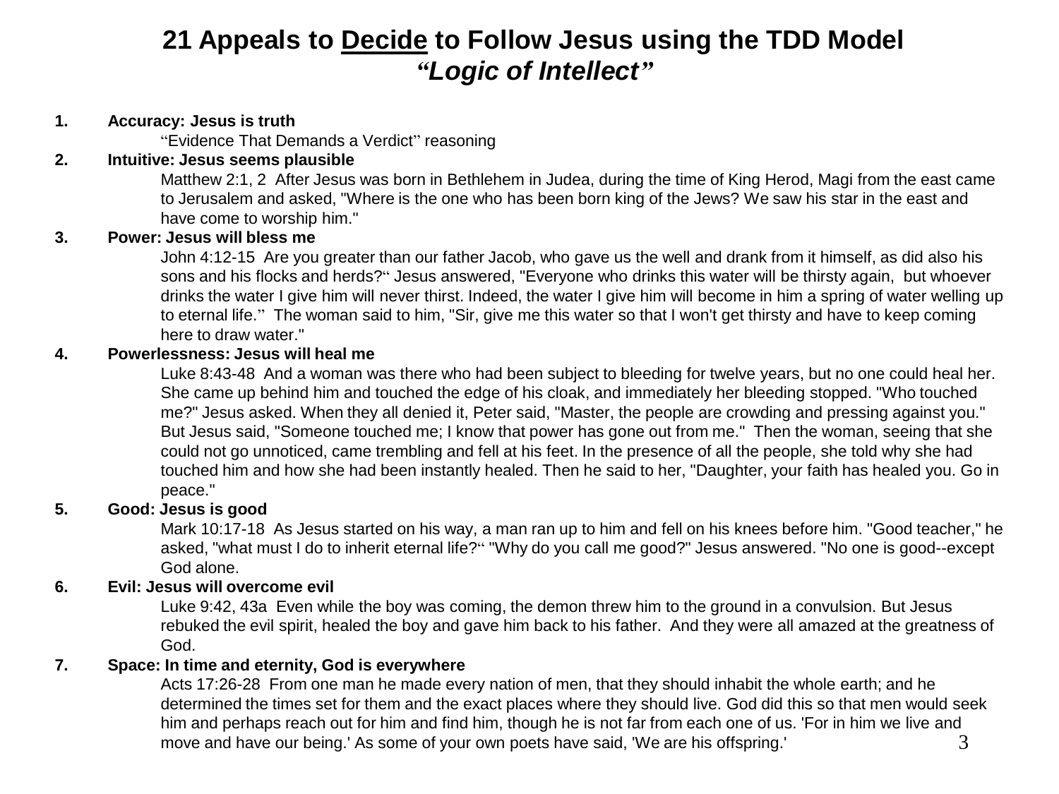# 21 Appeals to <u>Decide</u> to Follow Jesus using the TDD Model

## *"Logic of Intellect"*

1. **Accuracy: Jesus is truth**

   "Evidence That Demands a Verdict" reasoning

2. **Intuitive: Jesus seems plausible**

   Matthew 2:1, 2 After Jesus was born in Bethlehem in Judea, during the time of King Herod, Magi from the east came to Jerusalem and asked, "Where is the one who has been born king of the Jews? We saw his star in the east and have come to worship him."

3. **Power: Jesus will bless me**

   John 4:12-15 Are you greater than our father Jacob, who gave us the well and drank from it himself, as did also his sons and his flocks and herds?" Jesus answered, "Everyone who drinks this water will be thirsty again, but whoever drinks the water I give him will never thirst. Indeed, the water I give him will become in him a spring of water welling up to eternal life." The woman said to him, "Sir, give me this water so that I won't get thirsty and have to keep coming here to draw water."

4. **Powerlessness: Jesus will heal me**

   Luke 8:43-48 And a woman was there who had been subject to bleeding for twelve years, but no one could heal her. She came up behind him and touched the edge of his cloak, and immediately her bleeding stopped. "Who touched me?" Jesus asked. When they all denied it, Peter said, "Master, the people are crowding and pressing against you." But Jesus said, "Someone touched me; I know that power has gone out from me." Then the woman, seeing that she could not go unnoticed, came trembling and fell at his feet. In the presence of all the people, she told why she had touched him and how she had been instantly healed. Then he said to her, "Daughter, your faith has healed you. Go in peace."

5. **Good: Jesus is good**

   Mark 10:17-18 As Jesus started on his way, a man ran up to him and fell on his knees before him. "Good teacher," he asked, "what must I do to inherit eternal life?" "Why do you call me good?" Jesus answered. "No one is good--except God alone.

6. **Evil: Jesus will overcome evil**

   Luke 9:42, 43a Even while the boy was coming, the demon threw him to the ground in a convulsion. But Jesus rebuked the evil spirit, healed the boy and gave him back to his father. And they were all amazed at the greatness of God.

7. **Space: In time and eternity, God is everywhere**

   Acts 17:26-28 From one man he made every nation of men, that they should inhabit the whole earth; and he determined the times set for them and the exact places where they should live. God did this so that men would seek him and perhaps reach out for him and find him, though he is not far from each one of us. 'For in him we live and move and have our being.' As some of your own poets have said, 'We are his offspring.'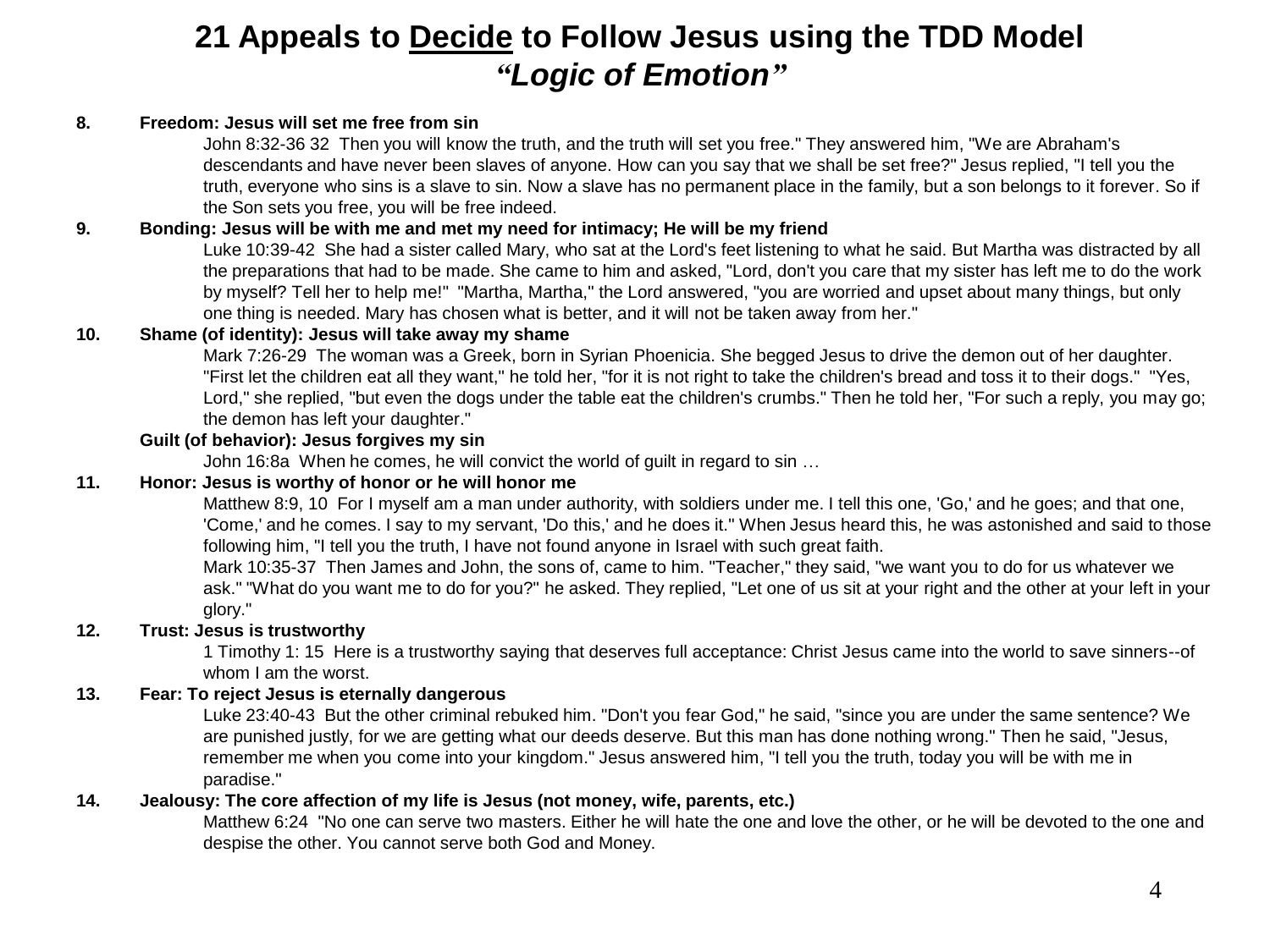# 21 Appeals to <u>Decide</u> to Follow Jesus using the TDD Model
## *"Logic of Emotion"*

**8. Freedom: Jesus will set me free from sin**

John 8:32-36 32 Then you will know the truth, and the truth will set you free." They answered him, "We are Abraham's descendants and have never been slaves of anyone. How can you say that we shall be set free?" Jesus replied, "I tell you the truth, everyone who sins is a slave to sin. Now a slave has no permanent place in the family, but a son belongs to it forever. So if the Son sets you free, you will be free indeed.

**9. Bonding: Jesus will be with me and met my need for intimacy; He will be my friend**

Luke 10:39-42 She had a sister called Mary, who sat at the Lord's feet listening to what he said. But Martha was distracted by all the preparations that had to be made. She came to him and asked, "Lord, don't you care that my sister has left me to do the work by myself? Tell her to help me!" "Martha, Martha," the Lord answered, "you are worried and upset about many things, but only one thing is needed. Mary has chosen what is better, and it will not be taken away from her."

**10. Shame (of identity): Jesus will take away my shame**

Mark 7:26-29 The woman was a Greek, born in Syrian Phoenicia. She begged Jesus to drive the demon out of her daughter. "First let the children eat all they want," he told her, "for it is not right to take the children's bread and toss it to their dogs." "Yes, Lord," she replied, "but even the dogs under the table eat the children's crumbs." Then he told her, "For such a reply, you may go; the demon has left your daughter."

**Guilt (of behavior): Jesus forgives my sin**

John 16:8a When he comes, he will convict the world of guilt in regard to sin …

**11. Honor: Jesus is worthy of honor or he will honor me**

Matthew 8:9, 10 For I myself am a man under authority, with soldiers under me. I tell this one, 'Go,' and he goes; and that one, 'Come,' and he comes. I say to my servant, 'Do this,' and he does it." When Jesus heard this, he was astonished and said to those following him, "I tell you the truth, I have not found anyone in Israel with such great faith.

Mark 10:35-37 Then James and John, the sons of, came to him. "Teacher," they said, "we want you to do for us whatever we ask." "What do you want me to do for you?" he asked. They replied, "Let one of us sit at your right and the other at your left in your glory."

**12. Trust: Jesus is trustworthy**

1 Timothy 1: 15 Here is a trustworthy saying that deserves full acceptance: Christ Jesus came into the world to save sinners--of whom I am the worst.

**13. Fear: To reject Jesus is eternally dangerous**

Luke 23:40-43 But the other criminal rebuked him. "Don't you fear God," he said, "since you are under the same sentence? We are punished justly, for we are getting what our deeds deserve. But this man has done nothing wrong." Then he said, "Jesus, remember me when you come into your kingdom." Jesus answered him, "I tell you the truth, today you will be with me in paradise."

**14. Jealousy: The core affection of my life is Jesus (not money, wife, parents, etc.)**

Matthew 6:24 "No one can serve two masters. Either he will hate the one and love the other, or he will be devoted to the one and despise the other. You cannot serve both God and Money.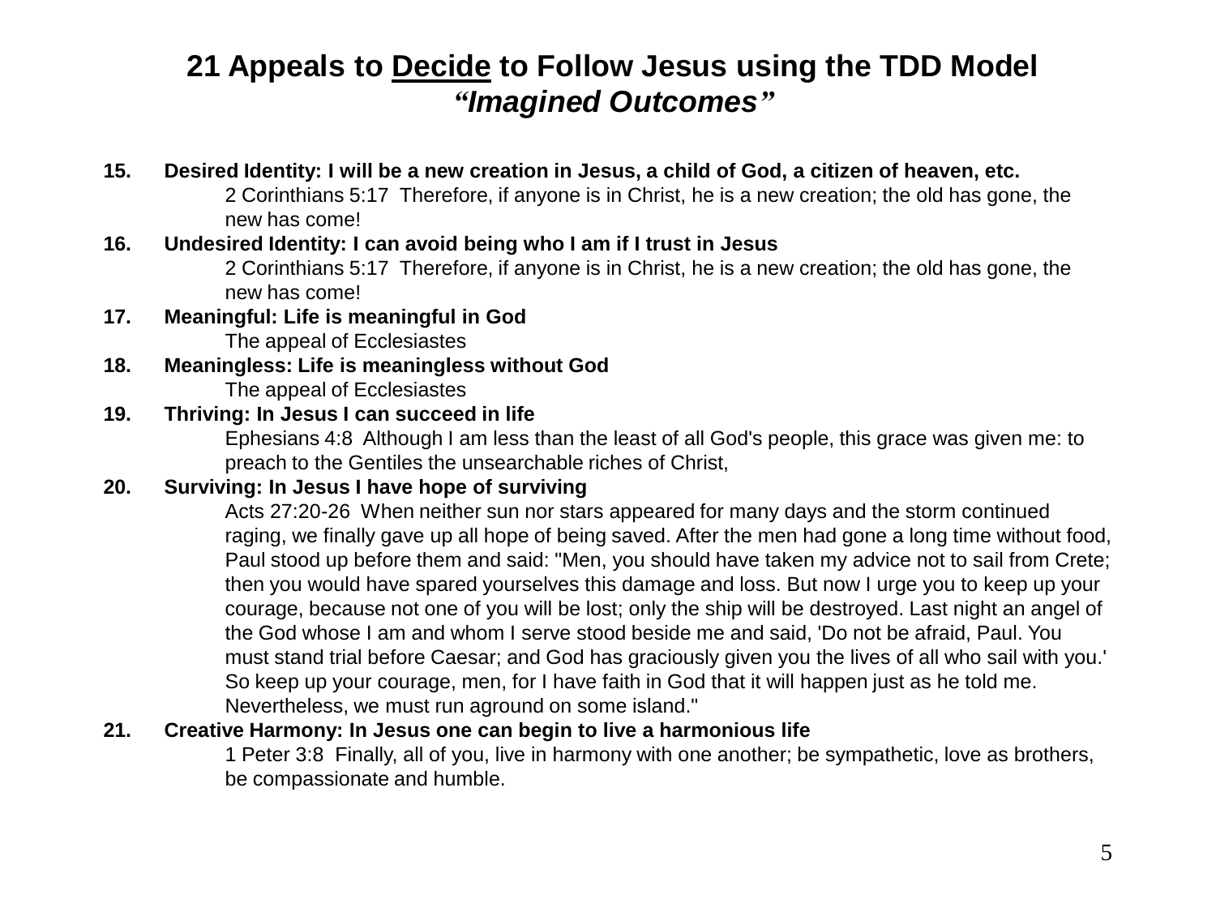# 21 Appeals to <u>Decide</u> to Follow Jesus using the TDD Model
## *"Imagined Outcomes"*

15. **Desired Identity: I will be a new creation in Jesus, a child of God, a citizen of heaven, etc.**
    2 Corinthians 5:17 Therefore, if anyone is in Christ, he is a new creation; the old has gone, the new has come!
16. **Undesired Identity: I can avoid being who I am if I trust in Jesus**
    2 Corinthians 5:17 Therefore, if anyone is in Christ, he is a new creation; the old has gone, the new has come!
17. **Meaningful: Life is meaningful in God**
    The appeal of Ecclesiastes
18. **Meaningless: Life is meaningless without God**
    The appeal of Ecclesiastes
19. **Thriving: In Jesus I can succeed in life**
    Ephesians 4:8 Although I am less than the least of all God's people, this grace was given me: to preach to the Gentiles the unsearchable riches of Christ,
20. **Surviving: In Jesus I have hope of surviving**
    Acts 27:20-26 When neither sun nor stars appeared for many days and the storm continued raging, we finally gave up all hope of being saved. After the men had gone a long time without food, Paul stood up before them and said: "Men, you should have taken my advice not to sail from Crete; then you would have spared yourselves this damage and loss. But now I urge you to keep up your courage, because not one of you will be lost; only the ship will be destroyed. Last night an angel of the God whose I am and whom I serve stood beside me and said, 'Do not be afraid, Paul. You must stand trial before Caesar; and God has graciously given you the lives of all who sail with you.' So keep up your courage, men, for I have faith in God that it will happen just as he told me. Nevertheless, we must run aground on some island."
21. **Creative Harmony: In Jesus one can begin to live a harmonious life**
    1 Peter 3:8 Finally, all of you, live in harmony with one another; be sympathetic, love as brothers, be compassionate and humble.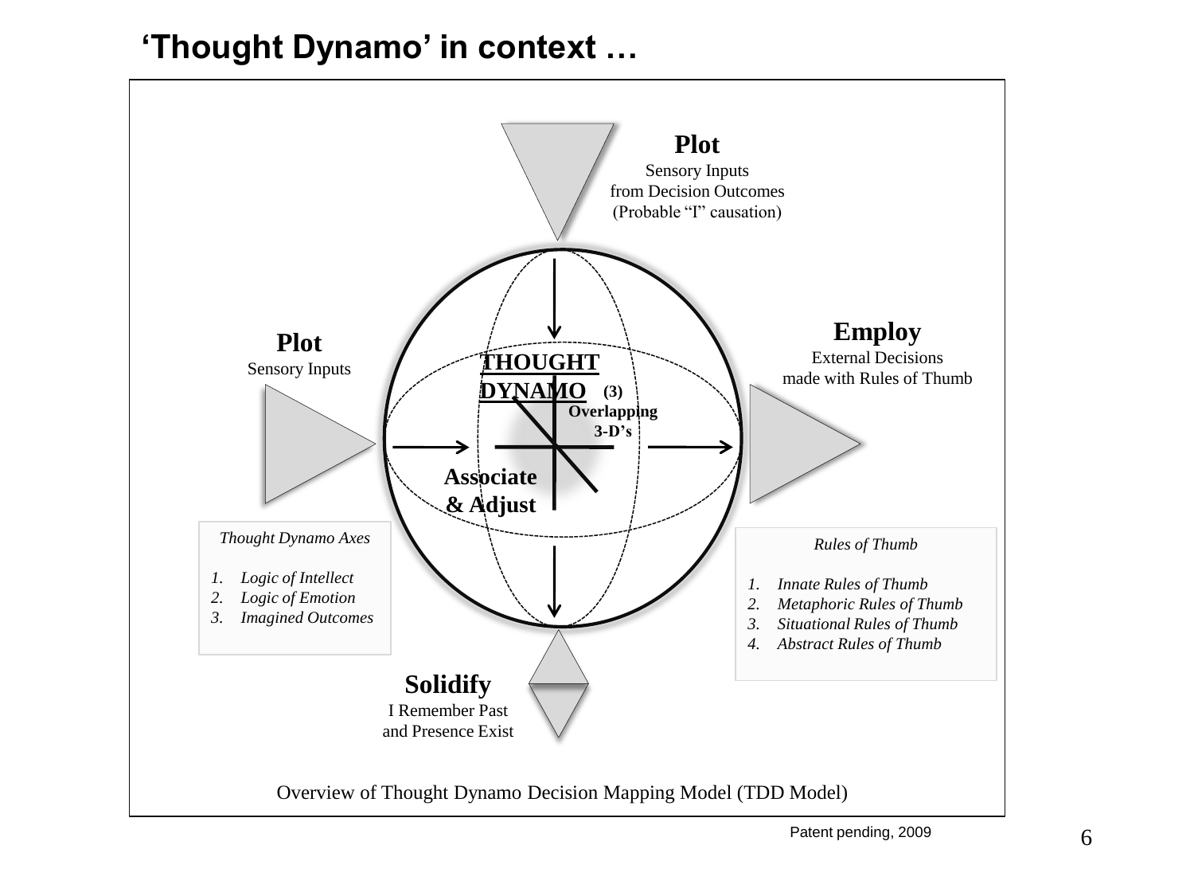# 'Thought Dynamo' in context …

**Plot**
Sensory Inputs
from Decision Outcomes
(Probable "I" causation)

**Plot**
Sensory Inputs

**THOUGHT DYNAMO** (3) Overlapping 3-D's

**Associate & Adjust**

**Employ**
External Decisions
made with Rules of Thumb

*Thought Dynamo Axes*

1. *Logic of Intellect*
2. *Logic of Emotion*
3. *Imagined Outcomes*

*Rules of Thumb*

1. *Innate Rules of Thumb*
2. *Metaphoric Rules of Thumb*
3. *Situational Rules of Thumb*
4. *Abstract Rules of Thumb*

**Solidify**
I Remember Past
and Presence Exist

Overview of Thought Dynamo Decision Mapping Model (TDD Model)

Patent pending, 2009